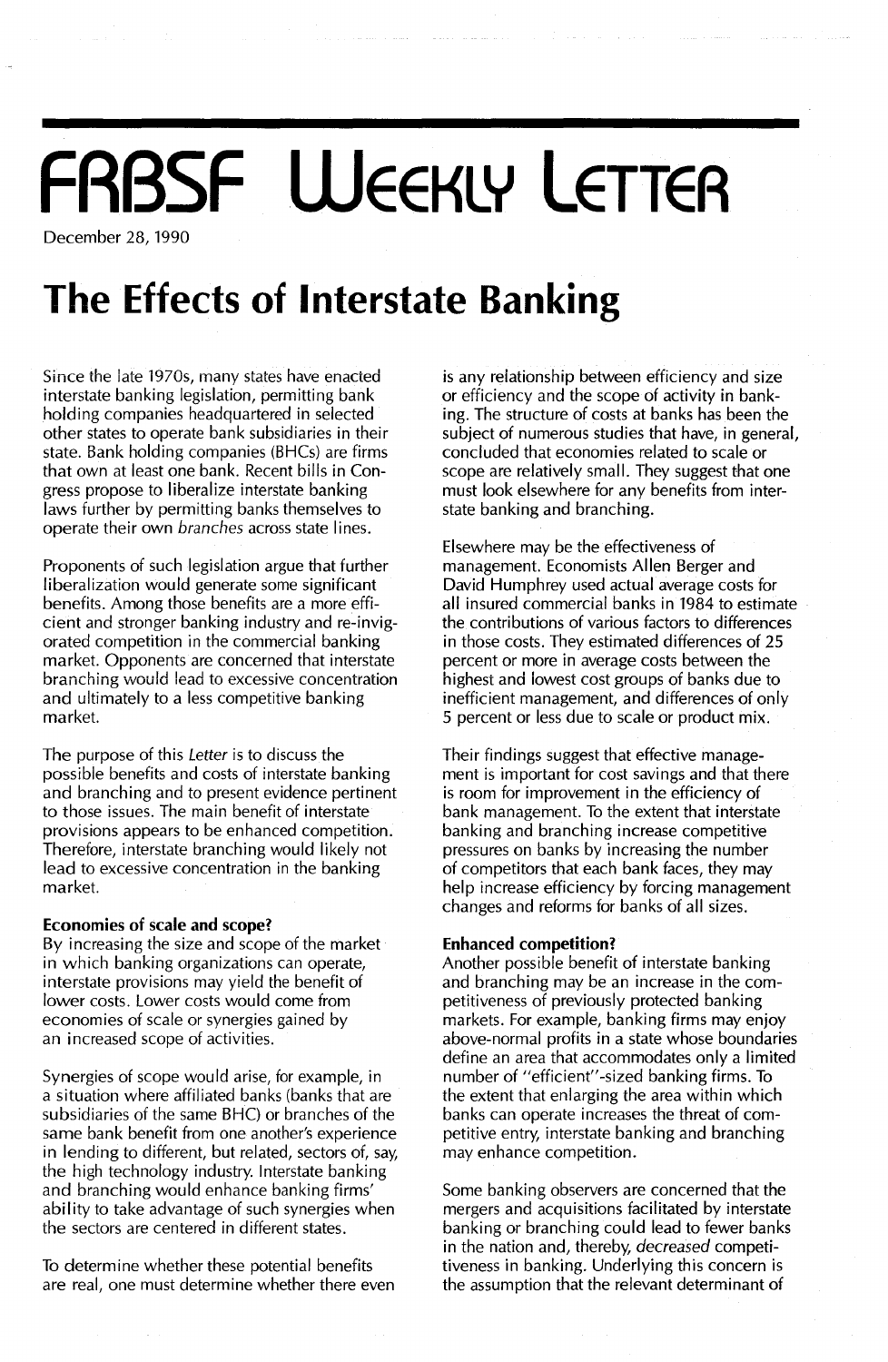# FRBSF Weekly Letter

December 28, 1990

# The Effects of Interstate Banking

Since the late 1970s, many states have enacted interstate banking legislation, permitting bank holding companies headquartered in selected other states to operate bank subsidiaries in their state. Bank holding companies (BHCs) are firms that own at least one bank. Recent bills in Congress propose to liberalize interstate banking laws further by permitting banks themselves to operate their own *branches* across state lines.

Proponents of such legislation argue that further liberalization would generate some significant benefits. Among those benefits are a more efficient and stronger banking industry and re-invigorated competition in the commercial banking market. Opponents are concerned that interstate branching would lead to excessive concentration and ultimately to a less competitive banking market.

The purpose of this *Letter* is to discuss the possible benefits and costs of interstate banking and branching and to present evidence pertinent to those issues. The main benefit of interstate provisions appears to be enhanced competition. Therefore, interstate branching would likely not lead to excessive concentration in the banking market.

**Economies of scale and scope?**

By increasing the size and scope of the market in which banking organizations can operate, interstate provisions may yield the benefit of lower costs. Lower costs would come from economies of scale or synergies gained by an increased scope of activities.

Synergies of scope would arise, for example, in a situation where affiliated banks (banks that are subsidiaries of the same BHC) or branches of the same bank benefit from one another's experience in lending to different, but related, sectors of, say, the high technology industry. Interstate banking and branching would enhance banking firms' ability to take advantage of such synergies when the sectors are centered in different states.

To determine whether these potential benefits are real, one must determine whether there even is any relationship between efficiency and size or efficiency and the scope of activity in banking. The structure of costs at banks has been the subject of numerous studies that have, in general, concluded that economies related to scale or scope are relatively small. They suggest that one must look elsewhere for any benefits from interstate banking and branching.

Elsewhere may be the effectiveness of management. Economists Allen Berger and David Humphrey used actual average costs for all insured commercial banks in 1984 to estimate the contributions of various factors to differences in those costs. They estimated differences of 25 percent or more in average costs between the highest and lowest cost groups of banks due to inefficient management, and differences of only 5 percent or less due to scale or product mix.

Their findings suggest that effective management is important for cost savings and that there is room for improvement in the efficiency of bank management. To the extent that interstate banking and branching increase competitive pressures on banks by increasing the number of competitors that each bank faces, they may help increase efficiency by forcing management changes and reforms for banks of all sizes.

**Enhanced competition?**

Another possible benefit of interstate banking and branching may be an increase in the competitiveness of previously protected banking markets. For example, banking firms may enjoy above-normal profits in a state whose boundaries define an area that accommodates only a limited number of "efficient"-sized banking firms. To the extent that enlarging the area within which banks can operate increases the threat of competitive entry, interstate banking and branching may enhance competition.

Some banking observers are concerned that the mergers and acquisitions facilitated by interstate banking or branching could lead to fewer banks in the nation and, thereby, *decreased* competitiveness in banking. Underlying this concern is the assumption that the relevant determinant of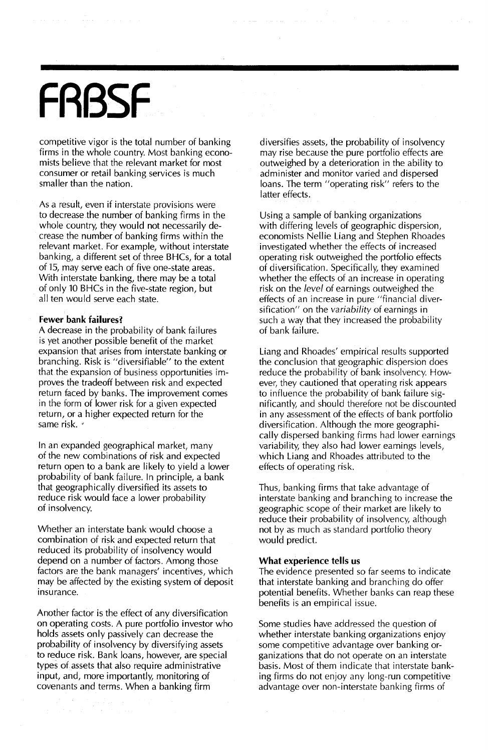competitive vigor is the total number of banking firms in the whole country. Most banking economists believe that the relevant market for most consumer or retail banking services is much smaller than the nation.

As a result, even if interstate provisions were to decrease the number of banking firms in the whole country, they would not necessarily decrease the number of banking firms within the relevant market. For example, without interstate banking, a different set of three BHCs, for a total of 15, may serve each of five one-state areas. With interstate banking, there may be a total of only 10 BHCs in the five-state region, but all ten would serve each state.

**Fewer bank failures?**

A decrease in the probability of bank failures is yet another possible benefit of the market expansion that arises from interstate banking or branching. Risk is "diversifiable" to the extent that the expansion of business opportunities improves the tradeoff between risk and expected return faced by banks. The improvement comes in the form of lower risk for a given expected return, or a higher expected return for the same risk.

In an expanded geographical market, many of the new combinations of risk and expected return open to a bank are likely to yield a lower probability of bank failure. In principle, a bank that geographically diversified its assets to reduce risk would face a lower probability of insolvency.

Whether an interstate bank would choose a combination of risk and expected return that reduced its probability of insolvency would depend on a number of factors. Among those factors are the bank managers' incentives, which may be affected by the existing system of deposit insurance.

Another factor is the effect of any diversification on operating costs. A pure portfolio investor who holds assets only passively can decrease the probability of insolvency by diversifying assets to reduce risk. Bank loans, however, are special types of assets that also require administrative input, and, more importantly, monitoring of covenants and terms. When a banking firm diversifies assets, the probability of insolvency may rise because the pure portfolio effects are outweighed by a deterioration in the ability to administer and monitor varied and dispersed loans. The term "operating risk" refers to the latter effects.

Using a sample of banking organizations with differing levels of geographic dispersion, economists Nellie Liang and Stephen Rhoades investigated whether the effects of increased operating risk outweighed the portfolio effects of diversification. Specifically, they examined whether the effects of an increase in operating risk on the *level* of earnings outweighed the effects of an increase in pure "financial diversification" on the *variability* of earnings in such a way that they increased the probability of bank failure.

Liang and Rhoades' empirical results supported the conclusion that geographic dispersion does reduce the probability of bank insolvency. However, they cautioned that operating risk appears to influence the probability of bank failure significantly, and should therefore not be discounted in any assessment of the effects of bank portfolio diversification. Although the more geographically dispersed banking firms had lower earnings variability, they also had lower earnings levels, which Liang and Rhoades attributed to the effects of operating risk.

Thus, banking firms that take advantage of interstate banking and branching to increase the geographic scope of their market are likely to reduce their probability of insolvency, although not by as much as standard portfolio theory would predict.

**What experience tells us**

The evidence presented so far seems to indicate that interstate banking and branching do offer potential benefits. Whether banks can reap these benefits is an empirical issue.

Some studies have addressed the question of whether interstate banking organizations enjoy some competitive advantage over banking organizations that do not operate on an interstate basis. Most of them indicate that interstate banking firms do not enjoy any long-run competitive advantage over non-interstate banking firms of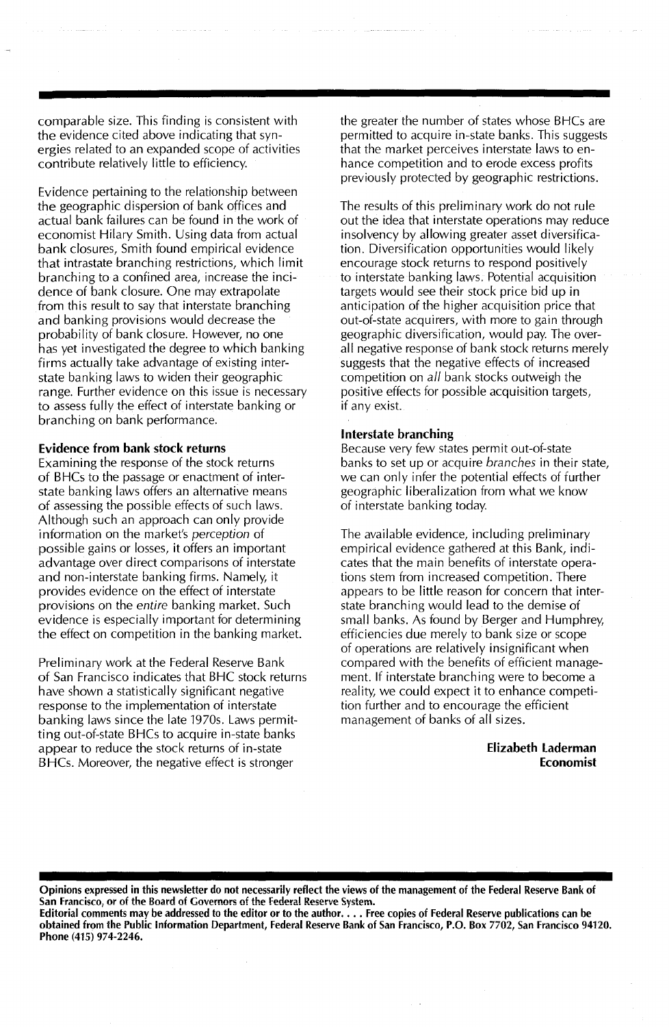comparable size. This finding is consistent with the evidence cited above indicating that synergies related to an expanded scope of activities contribute relatively little to efficiency.

Evidence pertaining to the relationship between the geographic dispersion of bank offices and actual bank failures can be found in the work of economist Hilary Smith. Using data from actual bank closures, Smith found empirical evidence that intrastate branching restrictions, which limit branching to a confined area, increase the incidence of bank closure. One may extrapolate from this result to say that interstate branching and banking provisions would decrease the probability of bank closure. However, no one has yet investigated the degree to which banking firms actually take advantage of existing interstate banking laws to widen their geographic range. Further evidence on this issue is necessary to assess fully the effect of interstate banking or branching on bank performance.

### Evidence from bank stock returns

Examining the response of the stock returns of BHCs to the passage or enactment of interstate banking laws offers an alternative means of assessing the possible effects of such laws. Although such an approach can only provide information on the market's *perception* of possible gains or losses, it offers an important advantage over direct comparisons of interstate and non-interstate banking firms. Namely, it provides evidence on the effect of interstate provisions on the *entire* banking market. Such evidence is especially important for determining the effect on competition in the banking market.

Preliminary work at the Federal Reserve Bank of San Francisco indicates that BHC stock returns have shown a statistically significant negative response to the implementation of interstate banking laws since the late 1970s. Laws permitting out-of-state BHCs to acquire in-state banks appear to reduce the stock returns of in-state BHCs. Moreover, the negative effect is stronger the greater the number of states whose BHCs are permitted to acquire in-state banks. This suggests that the market perceives interstate laws to enhance competition and to erode excess profits previously protected by geographic restrictions.

The results of this preliminary work do not rule out the idea that interstate operations may reduce insolvency by allowing greater asset diversification. Diversification opportunities would likely encourage stock returns to respond positively to interstate banking laws. Potential acquisition targets would see their stock price bid up in anticipation of the higher acquisition price that out-of-state acquirers, with more to gain through geographic diversification, would pay. The overall negative response of bank stock returns merely suggests that the negative effects of increased competition on *all* bank stocks outweigh the positive effects for possible acquisition targets, if any exist.

### Interstate branching

Because very few states permit out-of-state banks to set up or acquire *branches* in their state, we can only infer the potential effects of further geographic liberalization from what we know of interstate banking today.

The available evidence, including preliminary empirical evidence gathered at this Bank, indicates that the main benefits of interstate operations stem from increased competition. There appears to be little reason for concern that interstate branching would lead to the demise of small banks. As found by Berger and Humphrey, efficiencies due merely to bank size or scope of operations are relatively insignificant when compared with the benefits of efficient management. If interstate branching were to become a reality, we could expect it to enhance competition further and to encourage the efficient management of banks of all sizes.

**Elizabeth Laderman**
**Economist**

**Opinions expressed in this newsletter do not necessarily reflect the views of the management of the Federal Reserve Bank of San Francisco, or of the Board of Governors of the Federal Reserve System.**
**Editorial comments may be addressed to the editor or to the author. . . . Free copies of Federal Reserve publications can be obtained from the Public Information Department, Federal Reserve Bank of San Francisco, P.O. Box 7702, San Francisco 94120. Phone (415) 974-2246.**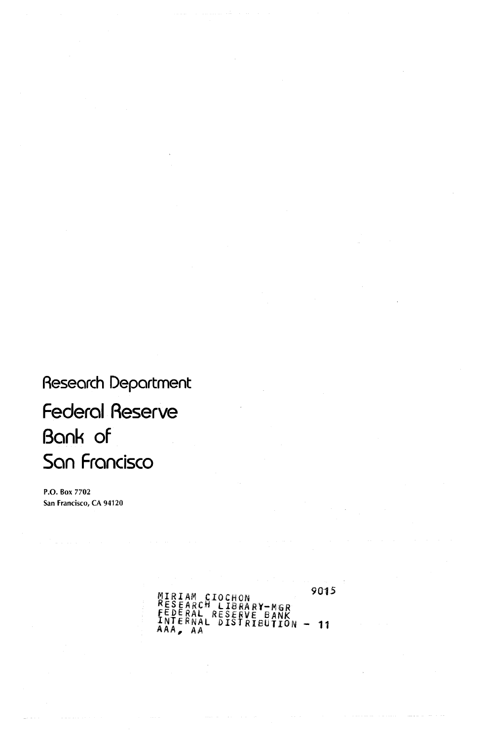# Research Department

## Federal Reserve Bank of San Francisco

P.O. Box 7702
San Francisco, CA 94120

MIRIAM CIOCHON 9015
RESEARCH LIBRARY-MGR
FEDERAL RESERVE BANK
INTERNAL DISTRIBUTION - 11
AAA, AA